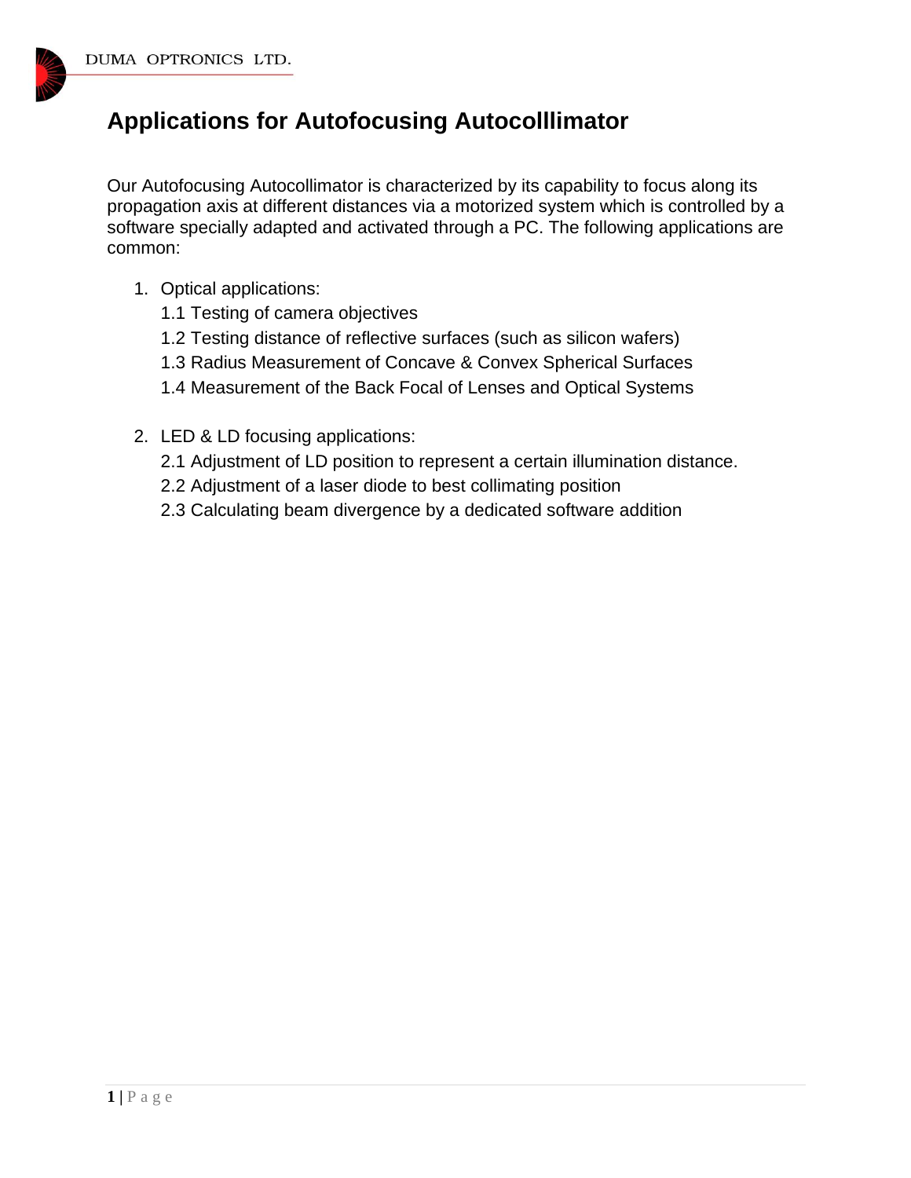# Applications for Autofocusing Autocolllimator

Our Autofocusing Autocollimator is characterized by its capability to focus along its propagation axis at different distances via a motorized system which is controlled by a software specially adapted and activated through a PC. The following applications are common:

1. Optical applications:
   1.1 Testing of camera objectives
   1.2 Testing distance of reflective surfaces (such as silicon wafers)
   1.3 Radius Measurement of Concave & Convex Spherical Surfaces
   1.4 Measurement of the Back Focal of Lenses and Optical Systems

2. LED & LD focusing applications:
   2.1 Adjustment of LD position to represent a certain illumination distance.
   2.2 Adjustment of a laser diode to best collimating position
   2.3 Calculating beam divergence by a dedicated software addition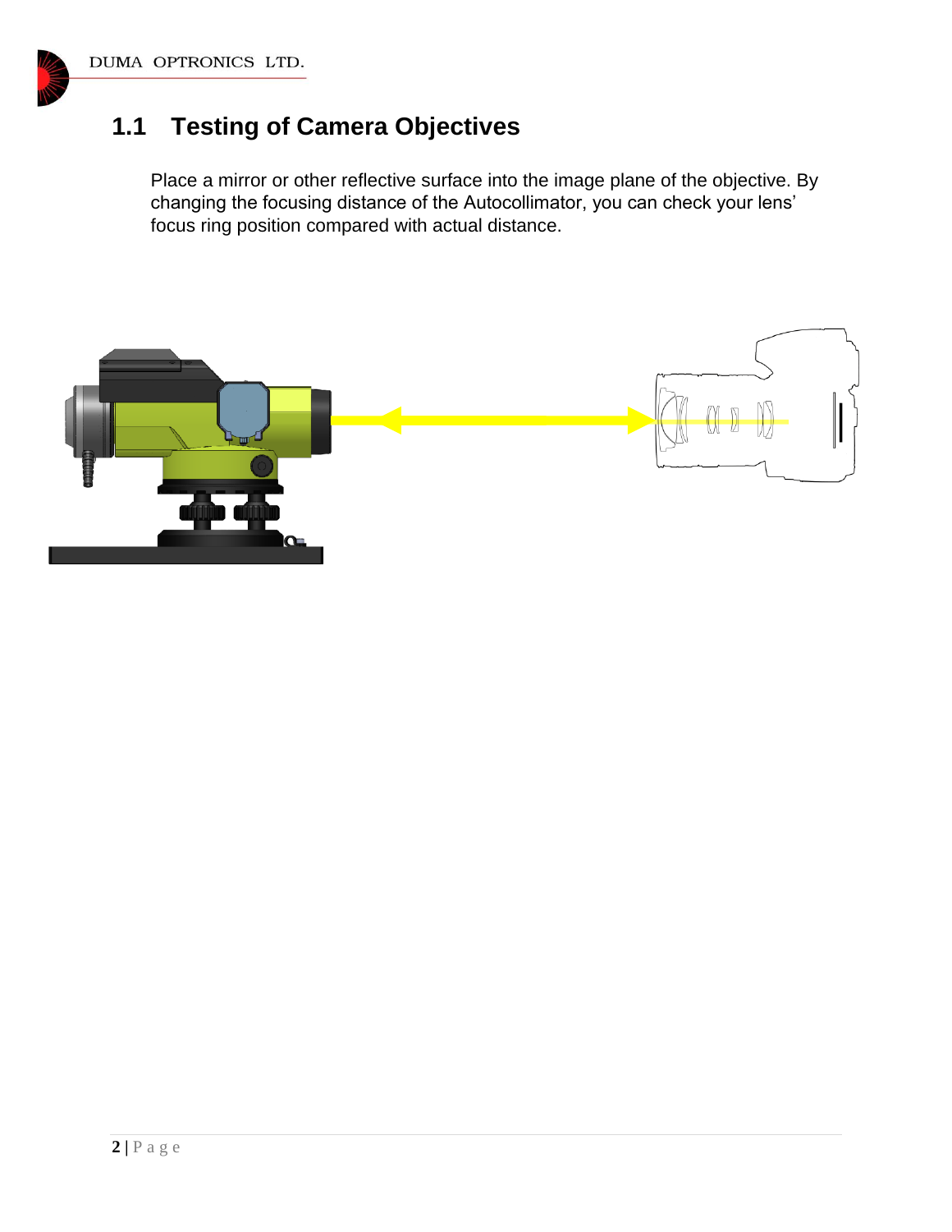## 1.1 Testing of Camera Objectives

Place a mirror or other reflective surface into the image plane of the objective. By changing the focusing distance of the Autocollimator, you can check your lens' focus ring position compared with actual distance.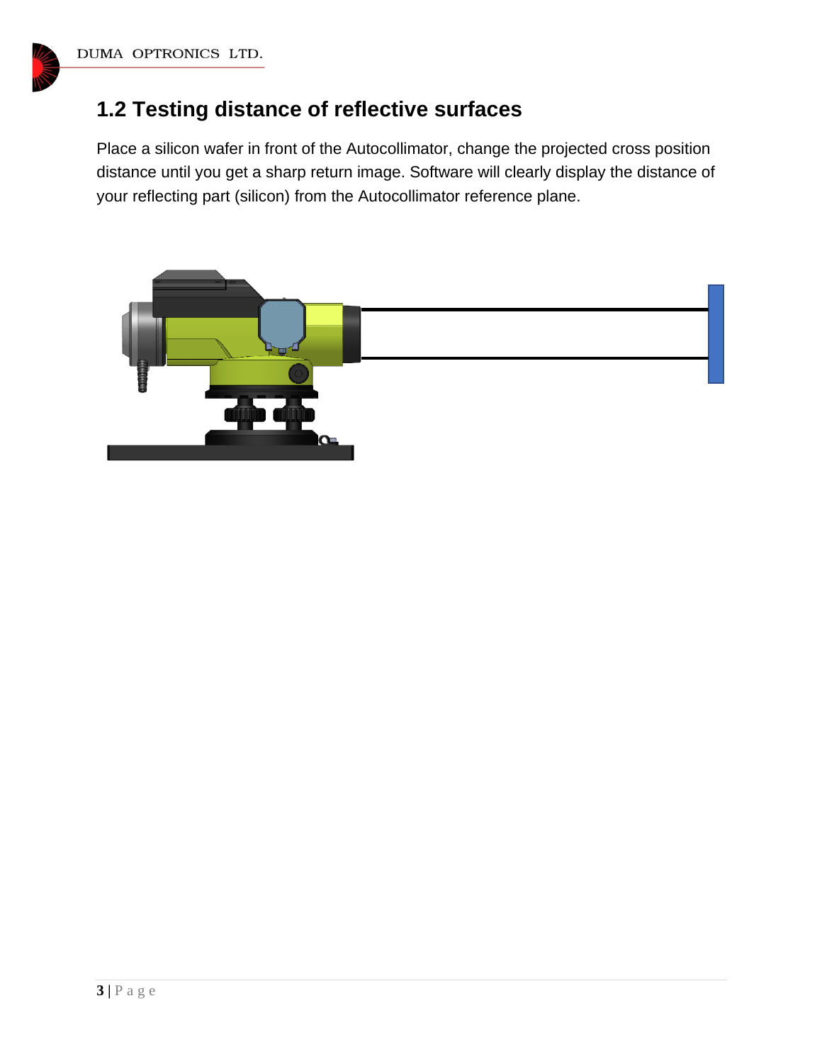## 1.2 Testing distance of reflective surfaces

Place a silicon wafer in front of the Autocollimator, change the projected cross position distance until you get a sharp return image. Software will clearly display the distance of your reflecting part (silicon) from the Autocollimator reference plane.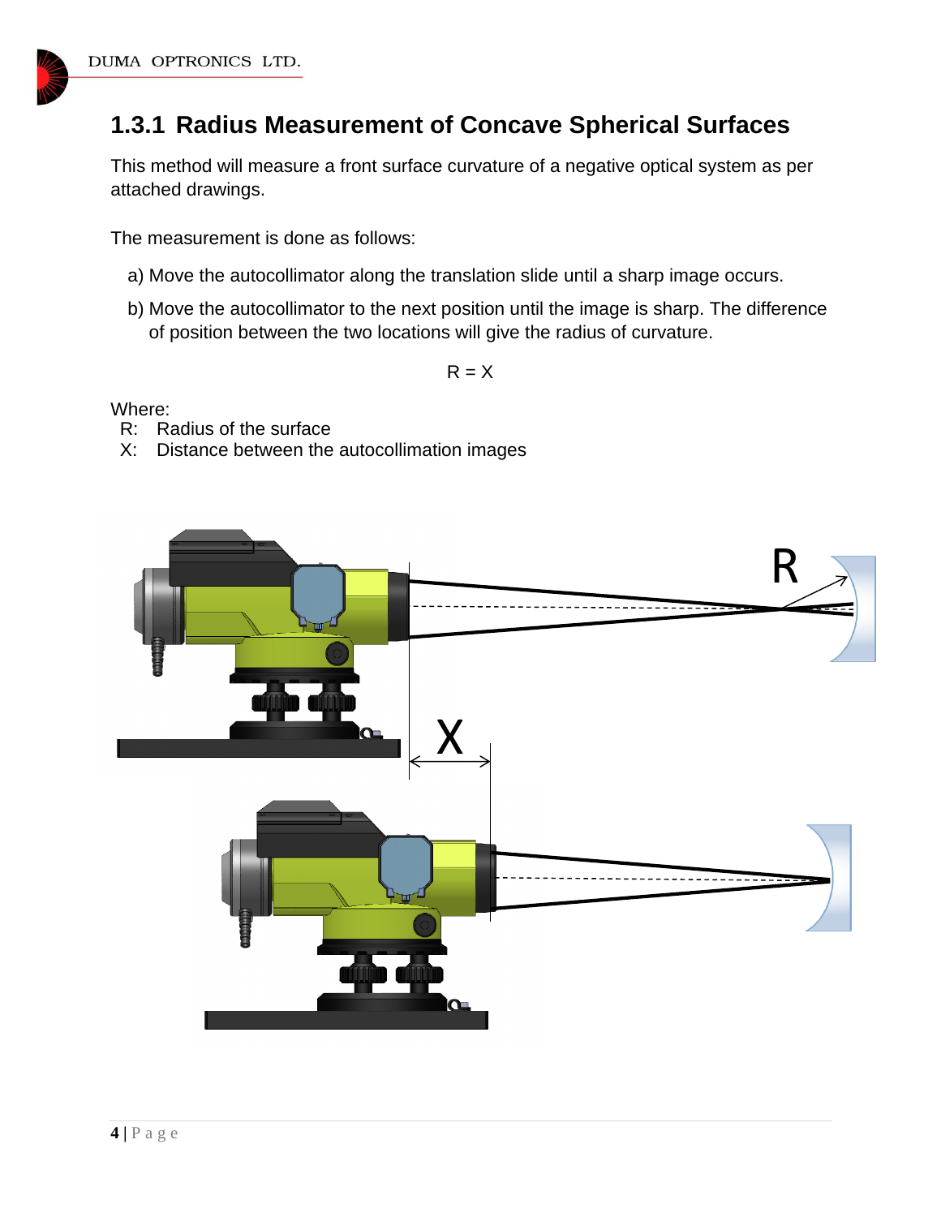### 1.3.1 Radius Measurement of Concave Spherical Surfaces

This method will measure a front surface curvature of a negative optical system as per attached drawings.

The measurement is done as follows:

a) Move the autocollimator along the translation slide until a sharp image occurs.

b) Move the autocollimator to the next position until the image is sharp. The difference of position between the two locations will give the radius of curvature.

$$R = X$$

Where:

- R: Radius of the surface
- X: Distance between the autocollimation images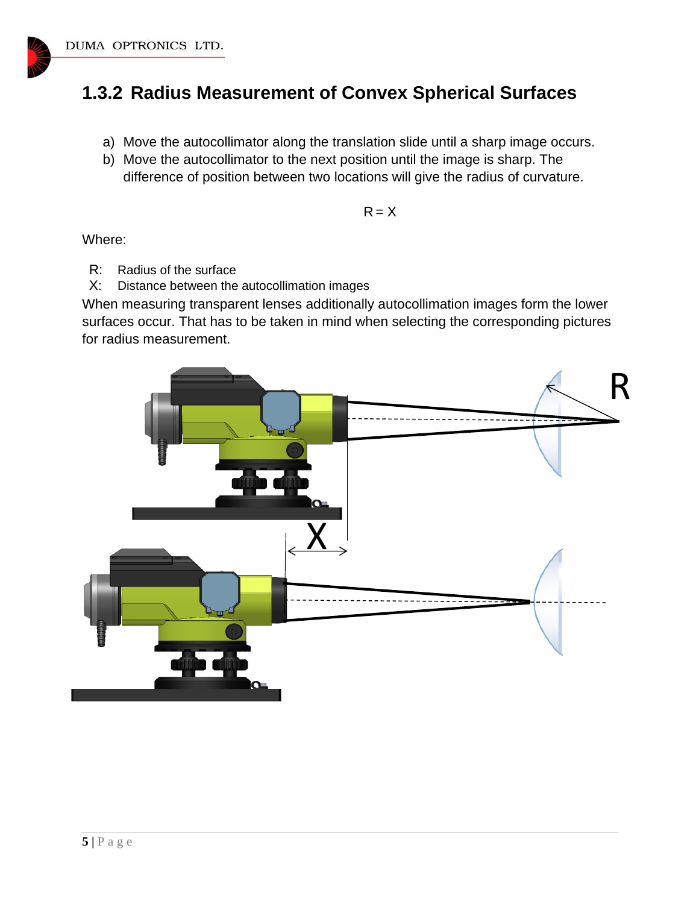## 1.3.2 Radius Measurement of Convex Spherical Surfaces

a) Move the autocollimator along the translation slide until a sharp image occurs.
b) Move the autocollimator to the next position until the image is sharp. The difference of position between two locations will give the radius of curvature.

$$R = X$$

Where:

R: Radius of the surface
X: Distance between the autocollimation images

When measuring transparent lenses additionally autocollimation images form the lower surfaces occur. That has to be taken in mind when selecting the corresponding pictures for radius measurement.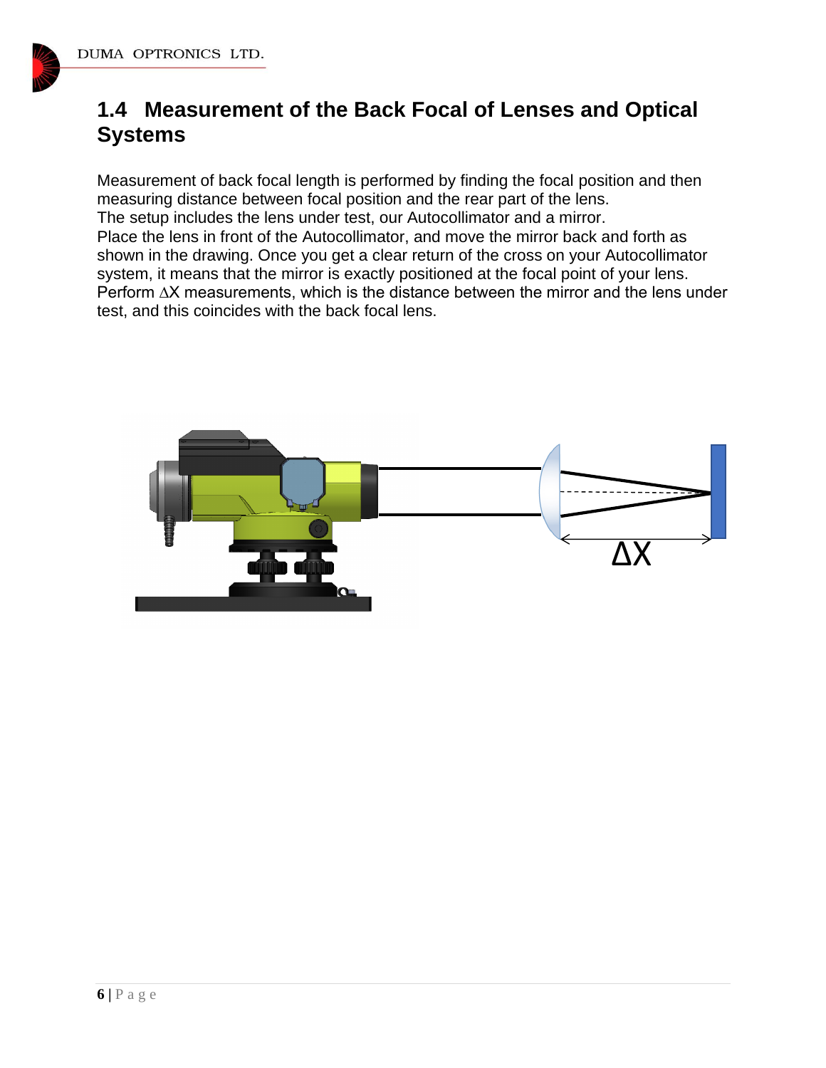## 1.4 Measurement of the Back Focal of Lenses and Optical Systems

Measurement of back focal length is performed by finding the focal position and then measuring distance between focal position and the rear part of the lens.
The setup includes the lens under test, our Autocollimator and a mirror.
Place the lens in front of the Autocollimator, and move the mirror back and forth as shown in the drawing. Once you get a clear return of the cross on your Autocollimator system, it means that the mirror is exactly positioned at the focal point of your lens.
Perform ∆X measurements, which is the distance between the mirror and the lens under test, and this coincides with the back focal lens.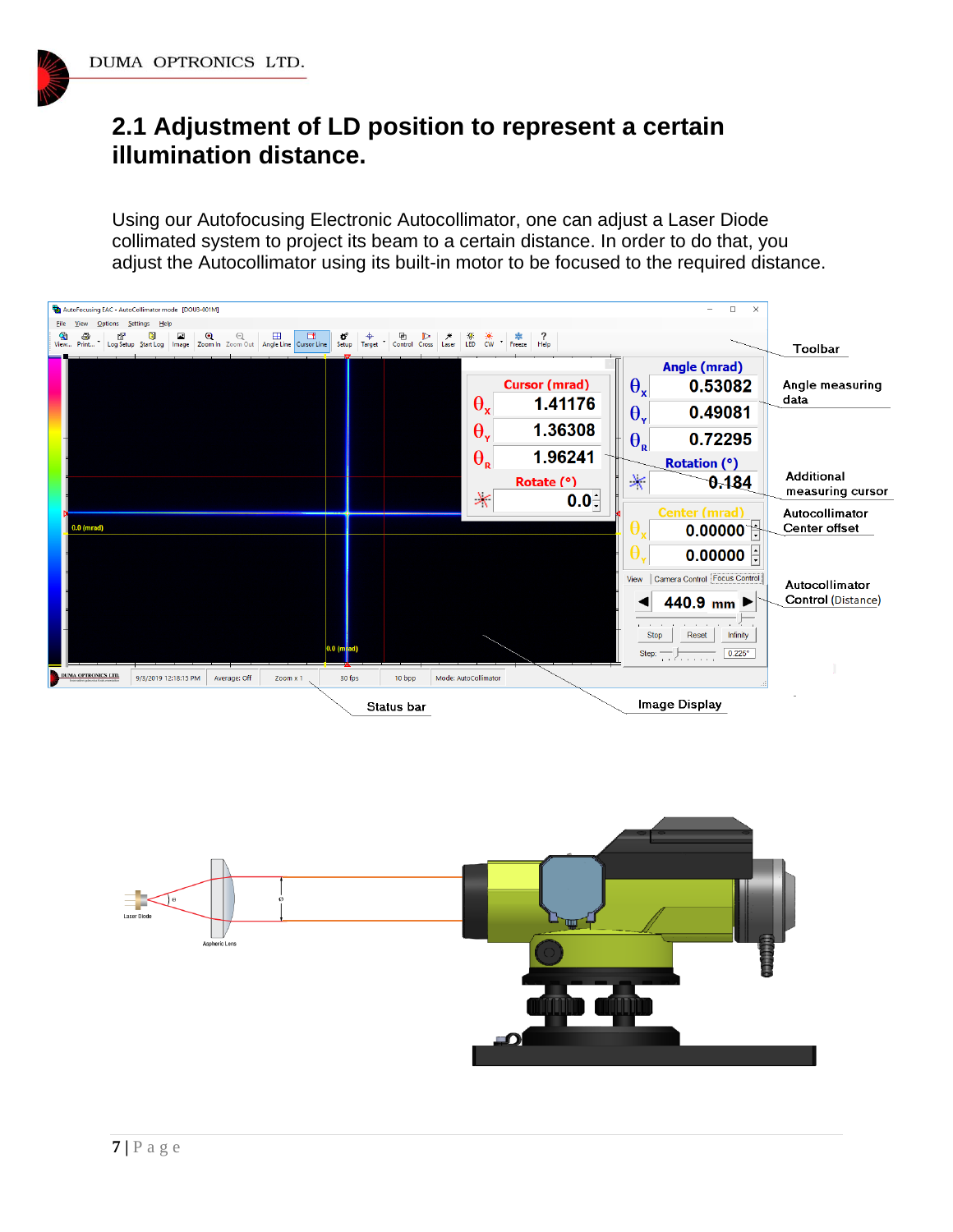## 2.1 Adjustment of LD position to represent a certain illumination distance.

Using our Autofocusing Electronic Autocollimator, one can adjust a Laser Diode collimated system to project its beam to a certain distance. In order to do that, you adjust the Autocollimator using its built-in motor to be focused to the required distance.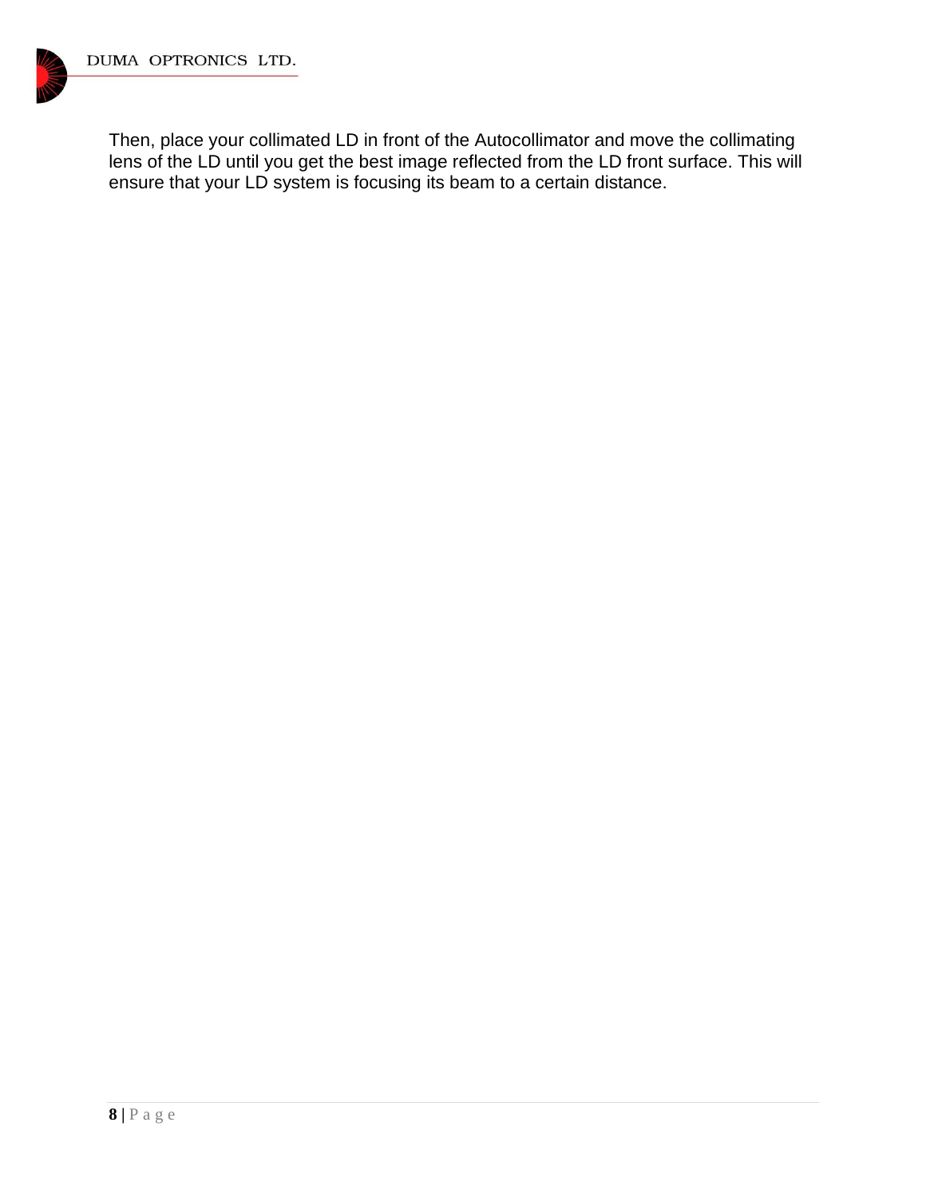Then, place your collimated LD in front of the Autocollimator and move the collimating lens of the LD until you get the best image reflected from the LD front surface. This will ensure that your LD system is focusing its beam to a certain distance.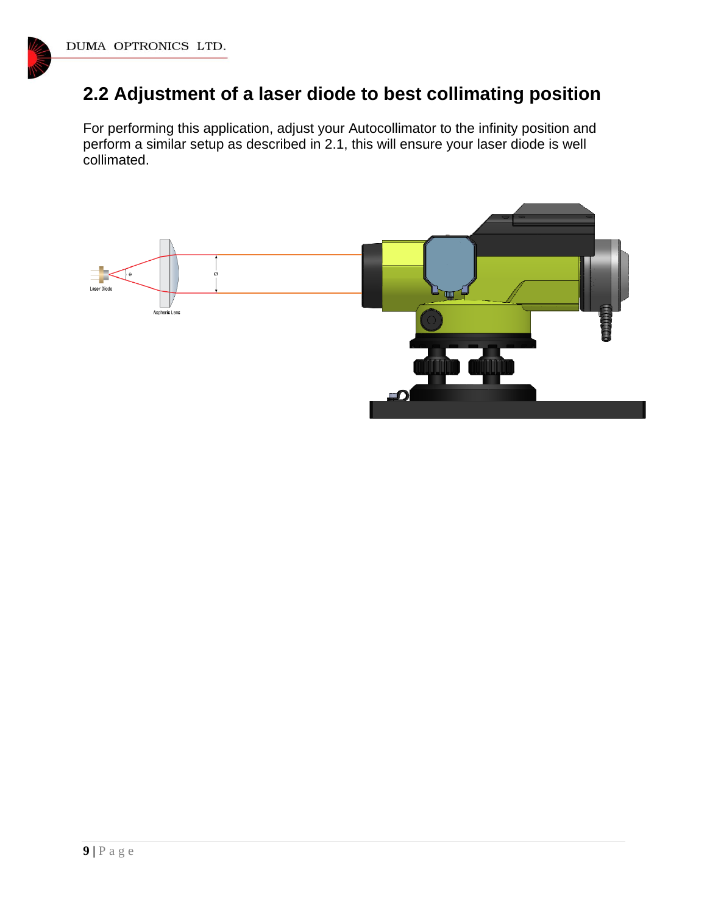## 2.2 Adjustment of a laser diode to best collimating position

For performing this application, adjust your Autocollimator to the infinity position and perform a similar setup as described in 2.1, this will ensure your laser diode is well collimated.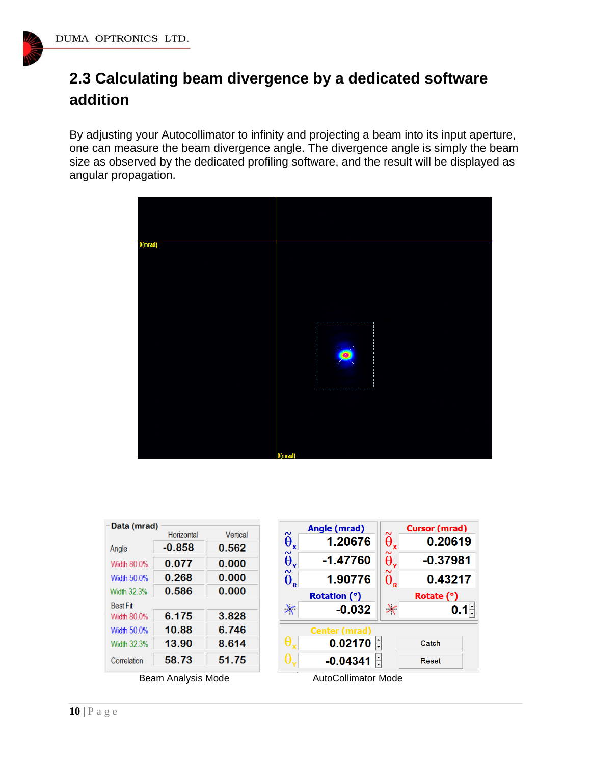## 2.3 Calculating beam divergence by a dedicated software addition

By adjusting your Autocollimator to infinity and projecting a beam into its input aperture, one can measure the beam divergence angle. The divergence angle is simply the beam size as observed by the dedicated profiling software, and the result will be displayed as angular propagation.

0(mrad)

0(mrad)

| Data (mrad) | Horizontal | Vertical |
|---|---|---|
| Angle | -0.858 | 0.562 |
| Width 80.0% | 0.077 | 0.000 |
| Width 50.0% | 0.268 | 0.000 |
| Width 32.3% | 0.586 | 0.000 |
| Best Fit | | |
| Width 80.0% | 6.175 | 3.828 |
| Width 50.0% | 10.88 | 6.746 |
| Width 32.3% | 13.90 | 8.614 |
| Correlation | 58.73 | 51.75 |

Beam Analysis Mode

| | Angle (mrad) | | Cursor (mrad) |
|---|---|---|---|
| $\tilde{\theta}_X$ | 1.20676 | $\tilde{\theta}_X$ | 0.20619 |
| $\tilde{\theta}_Y$ | -1.47760 | $\tilde{\theta}_Y$ | -0.37981 |
| $\tilde{\theta}_R$ | 1.90776 | $\tilde{\theta}_R$ | 0.43217 |
| | Rotation (°) | | Rotate (°) |
| | -0.032 | | 0.1 |

| | Center (mrad) | |
|---|---|---|
| $\theta_X$ | 0.02170 | Catch |
| $\theta_Y$ | -0.04341 | Reset |

AutoCollimator Mode